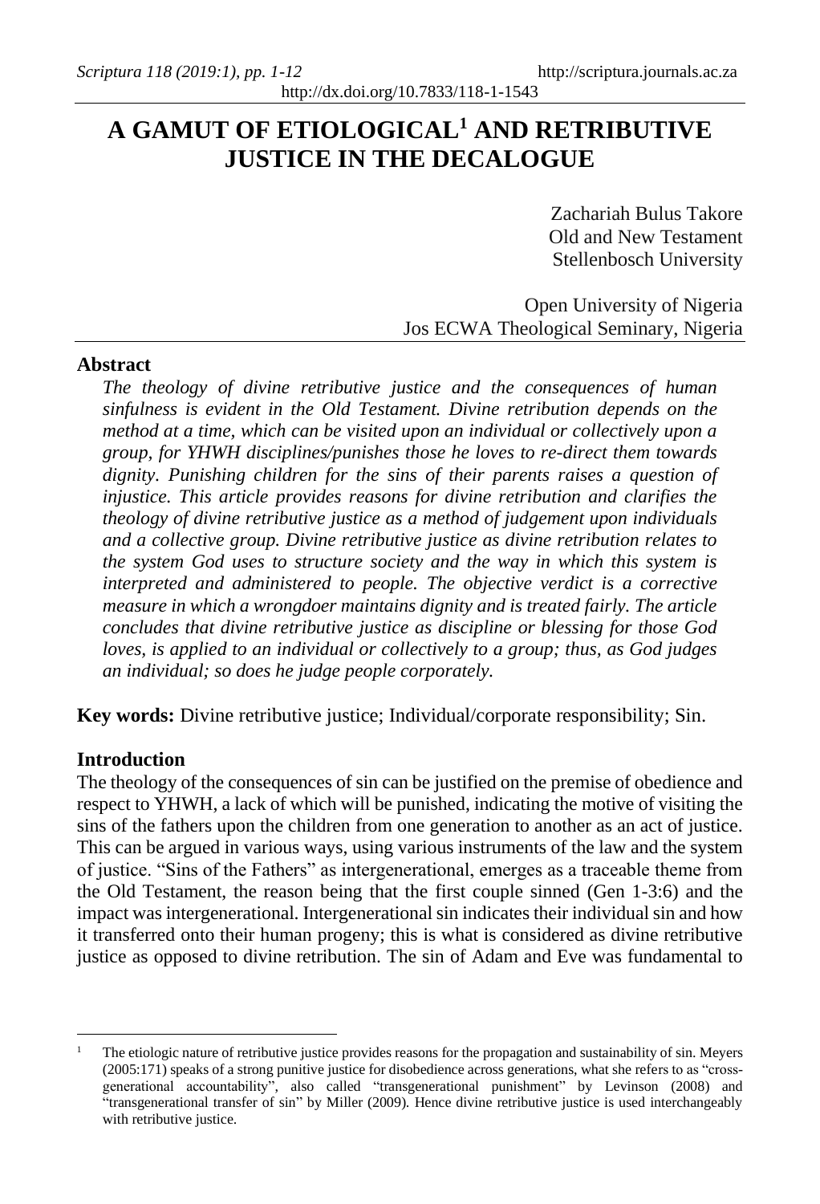# A GAMUT OF ETIOLOGICAL[1] AND RETRIBUTIVE JUSTICE IN THE DECALOGUE

Zachariah Bulus Takore
Old and New Testament
Stellenbosch University

Open University of Nigeria
Jos ECWA Theological Seminary, Nigeria

## Abstract

*The theology of divine retributive justice and the consequences of human sinfulness is evident in the Old Testament. Divine retribution depends on the method at a time, which can be visited upon an individual or collectively upon a group, for YHWH disciplines/punishes those he loves to re-direct them towards dignity. Punishing children for the sins of their parents raises a question of injustice. This article provides reasons for divine retribution and clarifies the theology of divine retributive justice as a method of judgement upon individuals and a collective group. Divine retributive justice as divine retribution relates to the system God uses to structure society and the way in which this system is interpreted and administered to people. The objective verdict is a corrective measure in which a wrongdoer maintains dignity and is treated fairly. The article concludes that divine retributive justice as discipline or blessing for those God loves, is applied to an individual or collectively to a group; thus, as God judges an individual; so does he judge people corporately.*

**Key words:** Divine retributive justice; Individual/corporate responsibility; Sin.

## Introduction

The theology of the consequences of sin can be justified on the premise of obedience and respect to YHWH, a lack of which will be punished, indicating the motive of visiting the sins of the fathers upon the children from one generation to another as an act of justice. This can be argued in various ways, using various instruments of the law and the system of justice. "Sins of the Fathers" as intergenerational, emerges as a traceable theme from the Old Testament, the reason being that the first couple sinned (Gen 1-3:6) and the impact was intergenerational. Intergenerational sin indicates their individual sin and how it transferred onto their human progeny; this is what is considered as divine retributive justice as opposed to divine retribution. The sin of Adam and Eve was fundamental to

---

[1] The etiologic nature of retributive justice provides reasons for the propagation and sustainability of sin. Meyers (2005:171) speaks of a strong punitive justice for disobedience across generations, what she refers to as "cross-generational accountability", also called "transgenerational punishment" by Levinson (2008) and "transgenerational transfer of sin" by Miller (2009). Hence divine retributive justice is used interchangeably with retributive justice.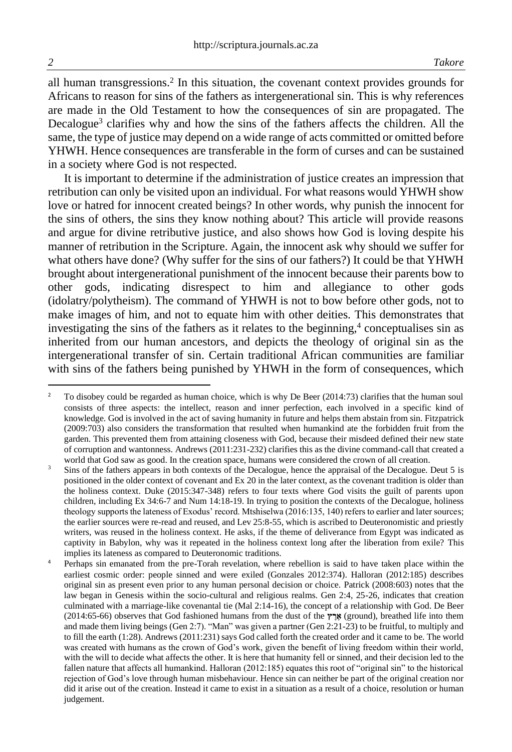all human transgressions.[2] In this situation, the covenant context provides grounds for Africans to reason for sins of the fathers as intergenerational sin. This is why references are made in the Old Testament to how the consequences of sin are propagated. The Decalogue[3] clarifies why and how the sins of the fathers affects the children. All the same, the type of justice may depend on a wide range of acts committed or omitted before YHWH. Hence consequences are transferable in the form of curses and can be sustained in a society where God is not respected.

It is important to determine if the administration of justice creates an impression that retribution can only be visited upon an individual. For what reasons would YHWH show love or hatred for innocent created beings? In other words, why punish the innocent for the sins of others, the sins they know nothing about? This article will provide reasons and argue for divine retributive justice, and also shows how God is loving despite his manner of retribution in the Scripture. Again, the innocent ask why should we suffer for what others have done? (Why suffer for the sins of our fathers?) It could be that YHWH brought about intergenerational punishment of the innocent because their parents bow to other gods, indicating disrespect to him and allegiance to other gods (idolatry/polytheism). The command of YHWH is not to bow before other gods, not to make images of him, and not to equate him with other deities. This demonstrates that investigating the sins of the fathers as it relates to the beginning,[4] conceptualises sin as inherited from our human ancestors, and depicts the theology of original sin as the intergenerational transfer of sin. Certain traditional African communities are familiar with sins of the fathers being punished by YHWH in the form of consequences, which

---

[2] To disobey could be regarded as human choice, which is why De Beer (2014:73) clarifies that the human soul consists of three aspects: the intellect, reason and inner perfection, each involved in a specific kind of knowledge. God is involved in the act of saving humanity in future and helps them abstain from sin. Fitzpatrick (2009:703) also considers the transformation that resulted when humankind ate the forbidden fruit from the garden. This prevented them from attaining closeness with God, because their misdeed defined their new state of corruption and wantonness. Andrews (2011:231-232) clarifies this as the divine command-call that created a world that God saw as good. In the creation space, humans were considered the crown of all creation.

[3] Sins of the fathers appears in both contexts of the Decalogue, hence the appraisal of the Decalogue. Deut 5 is positioned in the older context of covenant and Ex 20 in the later context, as the covenant tradition is older than the holiness context. Duke (2015:347-348) refers to four texts where God visits the guilt of parents upon children, including Ex 34:6-7 and Num 14:18-19. In trying to position the contexts of the Decalogue, holiness theology supports the lateness of Exodus' record. Mtshiselwa (2016:135, 140) refers to earlier and later sources; the earlier sources were re-read and reused, and Lev 25:8-55, which is ascribed to Deuteronomistic and priestly writers, was reused in the holiness context. He asks, if the theme of deliverance from Egypt was indicated as captivity in Babylon, why was it repeated in the holiness context long after the liberation from exile? This implies its lateness as compared to Deuteronomic traditions.

[4] Perhaps sin emanated from the pre-Torah revelation, where rebellion is said to have taken place within the earliest cosmic order: people sinned and were exiled (Gonzales 2012:374). Halloran (2012:185) describes original sin as present even prior to any human personal decision or choice. Patrick (2008:603) notes that the law began in Genesis within the socio-cultural and religious realms. Gen 2:4, 25-26, indicates that creation culminated with a marriage-like covenantal tie (Mal 2:14-16), the concept of a relationship with God. De Beer (2014:65-66) observes that God fashioned humans from the dust of the אֶרֶץ (ground), breathed life into them and made them living beings (Gen 2:7). "Man" was given a partner (Gen 2:21-23) to be fruitful, to multiply and to fill the earth (1:28). Andrews (2011:231) says God called forth the created order and it came to be. The world was created with humans as the crown of God's work, given the benefit of living freedom within their world, with the will to decide what affects the other. It is here that humanity fell or sinned, and their decision led to the fallen nature that affects all humankind. Halloran (2012:185) equates this root of "original sin" to the historical rejection of God's love through human misbehaviour. Hence sin can neither be part of the original creation nor did it arise out of the creation. Instead it came to exist in a situation as a result of a choice, resolution or human judgement.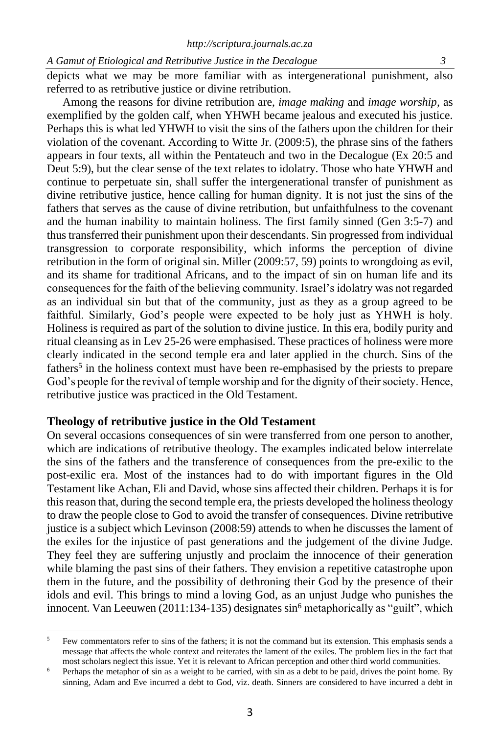depicts what we may be more familiar with as intergenerational punishment, also referred to as retributive justice or divine retribution.

Among the reasons for divine retribution are, *image making* and *image worship*, as exemplified by the golden calf, when YHWH became jealous and executed his justice. Perhaps this is what led YHWH to visit the sins of the fathers upon the children for their violation of the covenant. According to Witte Jr. (2009:5), the phrase sins of the fathers appears in four texts, all within the Pentateuch and two in the Decalogue (Ex 20:5 and Deut 5:9), but the clear sense of the text relates to idolatry. Those who hate YHWH and continue to perpetuate sin, shall suffer the intergenerational transfer of punishment as divine retributive justice, hence calling for human dignity. It is not just the sins of the fathers that serves as the cause of divine retribution, but unfaithfulness to the covenant and the human inability to maintain holiness. The first family sinned (Gen 3:5-7) and thus transferred their punishment upon their descendants. Sin progressed from individual transgression to corporate responsibility, which informs the perception of divine retribution in the form of original sin. Miller (2009:57, 59) points to wrongdoing as evil, and its shame for traditional Africans, and to the impact of sin on human life and its consequences for the faith of the believing community. Israel's idolatry was not regarded as an individual sin but that of the community, just as they as a group agreed to be faithful. Similarly, God's people were expected to be holy just as YHWH is holy. Holiness is required as part of the solution to divine justice. In this era, bodily purity and ritual cleansing as in Lev 25-26 were emphasised. These practices of holiness were more clearly indicated in the second temple era and later applied in the church. Sins of the fathers[5] in the holiness context must have been re-emphasised by the priests to prepare God's people for the revival of temple worship and for the dignity of their society. Hence, retributive justice was practiced in the Old Testament.

## Theology of retributive justice in the Old Testament

On several occasions consequences of sin were transferred from one person to another, which are indications of retributive theology. The examples indicated below interrelate the sins of the fathers and the transference of consequences from the pre-exilic to the post-exilic era. Most of the instances had to do with important figures in the Old Testament like Achan, Eli and David, whose sins affected their children. Perhaps it is for this reason that, during the second temple era, the priests developed the holiness theology to draw the people close to God to avoid the transfer of consequences. Divine retributive justice is a subject which Levinson (2008:59) attends to when he discusses the lament of the exiles for the injustice of past generations and the judgement of the divine Judge. They feel they are suffering unjustly and proclaim the innocence of their generation while blaming the past sins of their fathers. They envision a repetitive catastrophe upon them in the future, and the possibility of dethroning their God by the presence of their idols and evil. This brings to mind a loving God, as an unjust Judge who punishes the innocent. Van Leeuwen (2011:134-135) designates sin[6] metaphorically as "guilt", which

---

[5] Few commentators refer to sins of the fathers; it is not the command but its extension. This emphasis sends a message that affects the whole context and reiterates the lament of the exiles. The problem lies in the fact that most scholars neglect this issue. Yet it is relevant to African perception and other third world communities.

[6] Perhaps the metaphor of sin as a weight to be carried, with sin as a debt to be paid, drives the point home. By sinning, Adam and Eve incurred a debt to God, viz. death. Sinners are considered to have incurred a debt in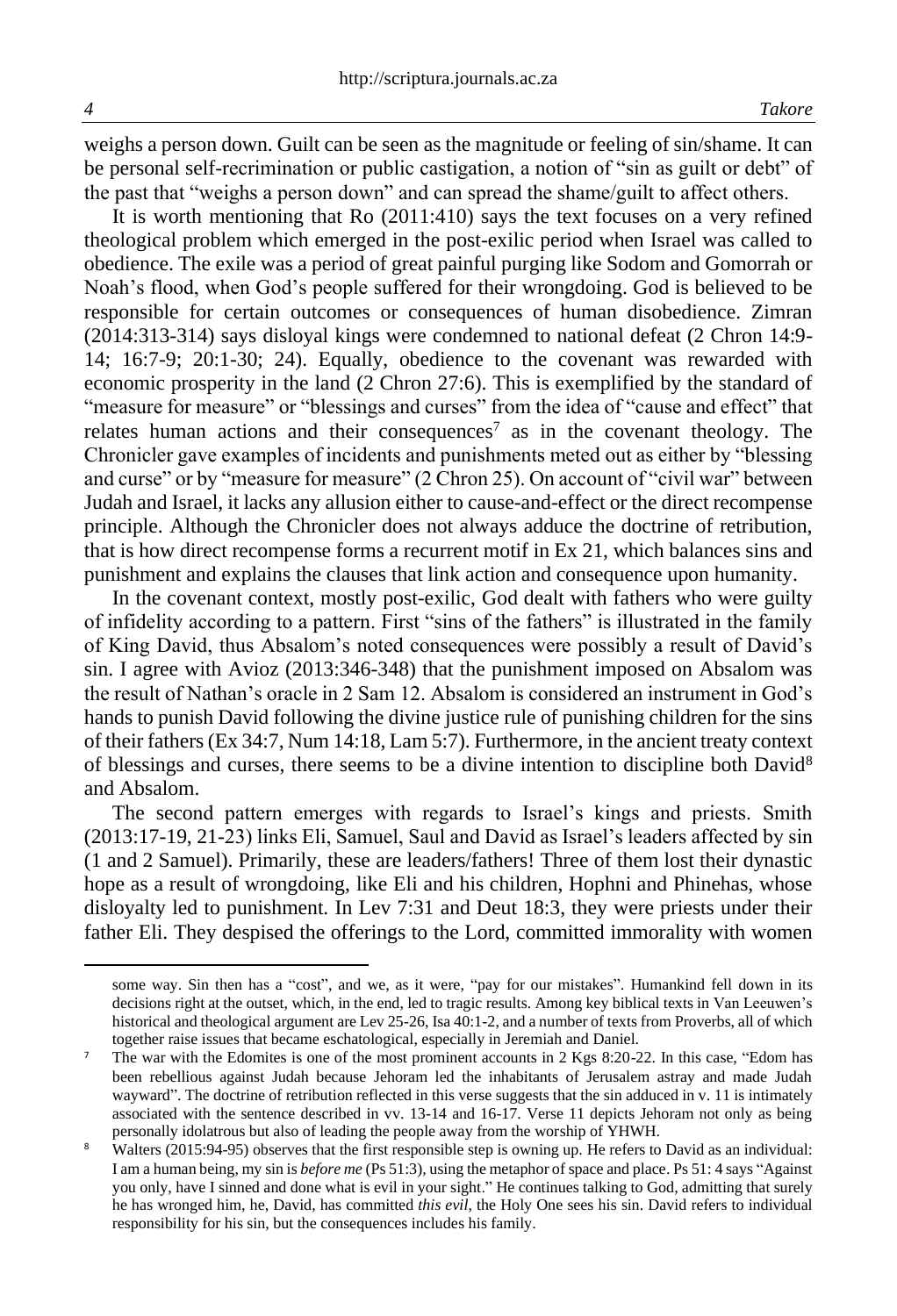weighs a person down. Guilt can be seen as the magnitude or feeling of sin/shame. It can be personal self-recrimination or public castigation, a notion of "sin as guilt or debt" of the past that "weighs a person down" and can spread the shame/guilt to affect others.

It is worth mentioning that Ro (2011:410) says the text focuses on a very refined theological problem which emerged in the post-exilic period when Israel was called to obedience. The exile was a period of great painful purging like Sodom and Gomorrah or Noah's flood, when God's people suffered for their wrongdoing. God is believed to be responsible for certain outcomes or consequences of human disobedience. Zimran (2014:313-314) says disloyal kings were condemned to national defeat (2 Chron 14:9-14; 16:7-9; 20:1-30; 24). Equally, obedience to the covenant was rewarded with economic prosperity in the land (2 Chron 27:6). This is exemplified by the standard of "measure for measure" or "blessings and curses" from the idea of "cause and effect" that relates human actions and their consequences[7] as in the covenant theology. The Chronicler gave examples of incidents and punishments meted out as either by "blessing and curse" or by "measure for measure" (2 Chron 25). On account of "civil war" between Judah and Israel, it lacks any allusion either to cause-and-effect or the direct recompense principle. Although the Chronicler does not always adduce the doctrine of retribution, that is how direct recompense forms a recurrent motif in Ex 21, which balances sins and punishment and explains the clauses that link action and consequence upon humanity.

In the covenant context, mostly post-exilic, God dealt with fathers who were guilty of infidelity according to a pattern. First "sins of the fathers" is illustrated in the family of King David, thus Absalom's noted consequences were possibly a result of David's sin. I agree with Avioz (2013:346-348) that the punishment imposed on Absalom was the result of Nathan's oracle in 2 Sam 12. Absalom is considered an instrument in God's hands to punish David following the divine justice rule of punishing children for the sins of their fathers (Ex 34:7, Num 14:18, Lam 5:7). Furthermore, in the ancient treaty context of blessings and curses, there seems to be a divine intention to discipline both David[8] and Absalom.

The second pattern emerges with regards to Israel's kings and priests. Smith (2013:17-19, 21-23) links Eli, Samuel, Saul and David as Israel's leaders affected by sin (1 and 2 Samuel). Primarily, these are leaders/fathers! Three of them lost their dynastic hope as a result of wrongdoing, like Eli and his children, Hophni and Phinehas, whose disloyalty led to punishment. In Lev 7:31 and Deut 18:3, they were priests under their father Eli. They despised the offerings to the Lord, committed immorality with women

---

some way. Sin then has a "cost", and we, as it were, "pay for our mistakes". Humankind fell down in its decisions right at the outset, which, in the end, led to tragic results. Among key biblical texts in Van Leeuwen's historical and theological argument are Lev 25-26, Isa 40:1-2, and a number of texts from Proverbs, all of which together raise issues that became eschatological, especially in Jeremiah and Daniel.

[7] The war with the Edomites is one of the most prominent accounts in 2 Kgs 8:20-22. In this case, "Edom has been rebellious against Judah because Jehoram led the inhabitants of Jerusalem astray and made Judah wayward". The doctrine of retribution reflected in this verse suggests that the sin adduced in v. 11 is intimately associated with the sentence described in vv. 13-14 and 16-17. Verse 11 depicts Jehoram not only as being personally idolatrous but also of leading the people away from the worship of YHWH.

[8] Walters (2015:94-95) observes that the first responsible step is owning up. He refers to David as an individual: I am a human being, my sin is *before me* (Ps 51:3), using the metaphor of space and place. Ps 51: 4 says "Against you only, have I sinned and done what is evil in your sight." He continues talking to God, admitting that surely he has wronged him, he, David, has committed *this evil*, the Holy One sees his sin. David refers to individual responsibility for his sin, but the consequences includes his family.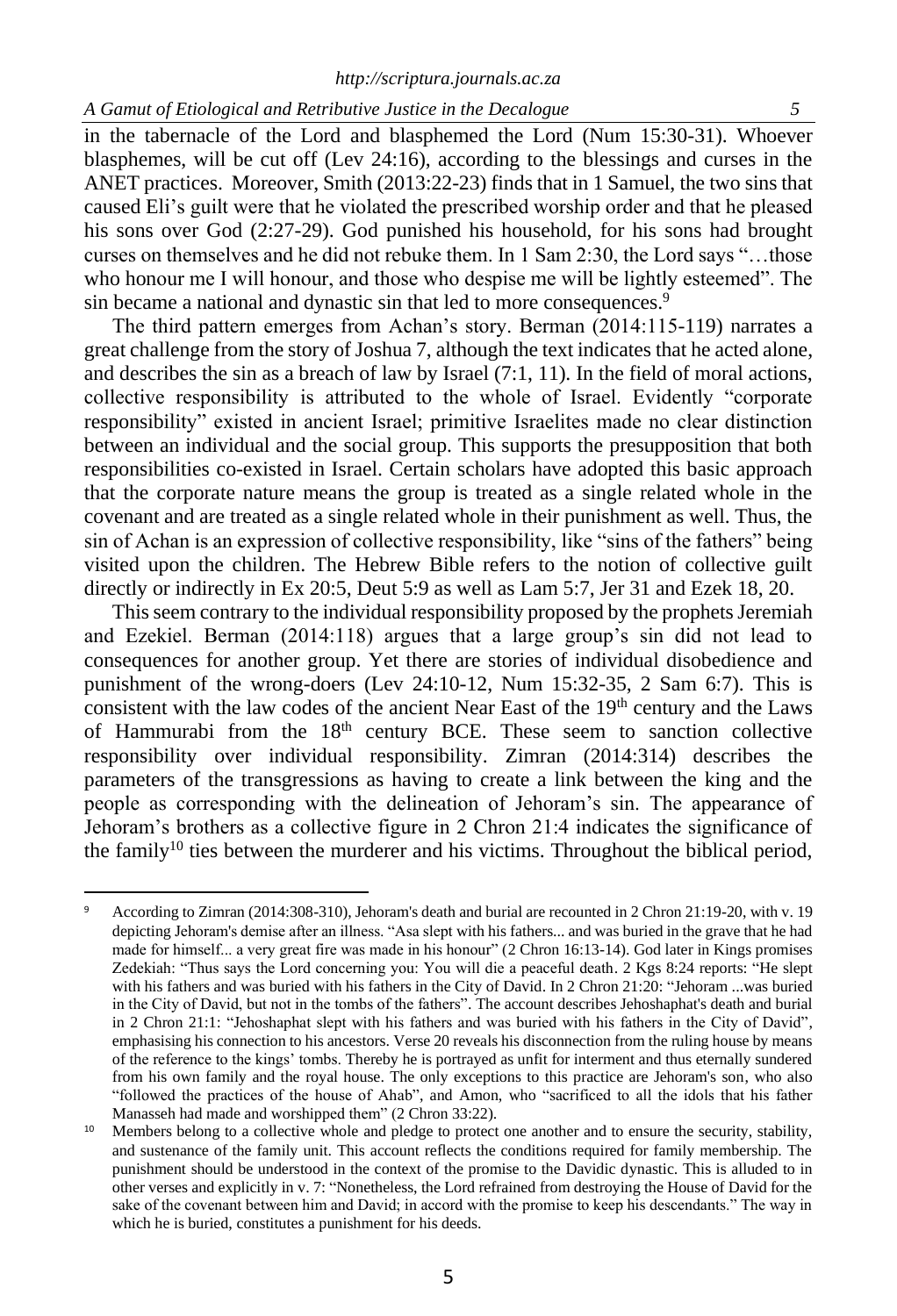in the tabernacle of the Lord and blasphemed the Lord (Num 15:30-31). Whoever blasphemes, will be cut off (Lev 24:16), according to the blessings and curses in the ANET practices. Moreover, Smith (2013:22-23) finds that in 1 Samuel, the two sins that caused Eli's guilt were that he violated the prescribed worship order and that he pleased his sons over God (2:27-29). God punished his household, for his sons had brought curses on themselves and he did not rebuke them. In 1 Sam 2:30, the Lord says "…those who honour me I will honour, and those who despise me will be lightly esteemed". The sin became a national and dynastic sin that led to more consequences.[9]

The third pattern emerges from Achan's story. Berman (2014:115-119) narrates a great challenge from the story of Joshua 7, although the text indicates that he acted alone, and describes the sin as a breach of law by Israel (7:1, 11). In the field of moral actions, collective responsibility is attributed to the whole of Israel. Evidently "corporate responsibility" existed in ancient Israel; primitive Israelites made no clear distinction between an individual and the social group. This supports the presupposition that both responsibilities co-existed in Israel. Certain scholars have adopted this basic approach that the corporate nature means the group is treated as a single related whole in the covenant and are treated as a single related whole in their punishment as well. Thus, the sin of Achan is an expression of collective responsibility, like "sins of the fathers" being visited upon the children. The Hebrew Bible refers to the notion of collective guilt directly or indirectly in Ex 20:5, Deut 5:9 as well as Lam 5:7, Jer 31 and Ezek 18, 20.

This seem contrary to the individual responsibility proposed by the prophets Jeremiah and Ezekiel. Berman (2014:118) argues that a large group's sin did not lead to consequences for another group. Yet there are stories of individual disobedience and punishment of the wrong-doers (Lev 24:10-12, Num 15:32-35, 2 Sam 6:7). This is consistent with the law codes of the ancient Near East of the 19th century and the Laws of Hammurabi from the 18th century BCE. These seem to sanction collective responsibility over individual responsibility. Zimran (2014:314) describes the parameters of the transgressions as having to create a link between the king and the people as corresponding with the delineation of Jehoram's sin. The appearance of Jehoram's brothers as a collective figure in 2 Chron 21:4 indicates the significance of the family[10] ties between the murderer and his victims. Throughout the biblical period,

---

[9] According to Zimran (2014:308-310), Jehoram's death and burial are recounted in 2 Chron 21:19-20, with v. 19 depicting Jehoram's demise after an illness. "Asa slept with his fathers... and was buried in the grave that he had made for himself... a very great fire was made in his honour" (2 Chron 16:13-14). God later in Kings promises Zedekiah: "Thus says the Lord concerning you: You will die a peaceful death. 2 Kgs 8:24 reports: "He slept with his fathers and was buried with his fathers in the City of David. In 2 Chron 21:20: "Jehoram ...was buried in the City of David, but not in the tombs of the fathers". The account describes Jehoshaphat's death and burial in 2 Chron 21:1: "Jehoshaphat slept with his fathers and was buried with his fathers in the City of David", emphasising his connection to his ancestors. Verse 20 reveals his disconnection from the ruling house by means of the reference to the kings' tombs. Thereby he is portrayed as unfit for interment and thus eternally sundered from his own family and the royal house. The only exceptions to this practice are Jehoram's son, who also "followed the practices of the house of Ahab", and Amon, who "sacrificed to all the idols that his father Manasseh had made and worshipped them" (2 Chron 33:22).

[10] Members belong to a collective whole and pledge to protect one another and to ensure the security, stability, and sustenance of the family unit. This account reflects the conditions required for family membership. The punishment should be understood in the context of the promise to the Davidic dynastic. This is alluded to in other verses and explicitly in v. 7: "Nonetheless, the Lord refrained from destroying the House of David for the sake of the covenant between him and David; in accord with the promise to keep his descendants." The way in which he is buried, constitutes a punishment for his deeds.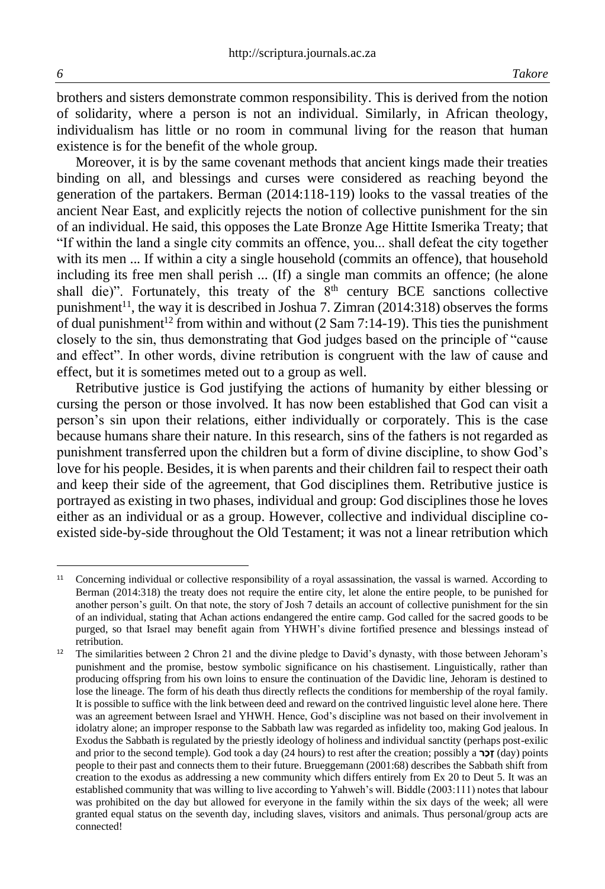brothers and sisters demonstrate common responsibility. This is derived from the notion of solidarity, where a person is not an individual. Similarly, in African theology, individualism has little or no room in communal living for the reason that human existence is for the benefit of the whole group.

Moreover, it is by the same covenant methods that ancient kings made their treaties binding on all, and blessings and curses were considered as reaching beyond the generation of the partakers. Berman (2014:118-119) looks to the vassal treaties of the ancient Near East, and explicitly rejects the notion of collective punishment for the sin of an individual. He said, this opposes the Late Bronze Age Hittite Ismerika Treaty; that "If within the land a single city commits an offence, you... shall defeat the city together with its men ... If within a city a single household (commits an offence), that household including its free men shall perish ... (If) a single man commits an offence; (he alone shall die)". Fortunately, this treaty of the 8th century BCE sanctions collective punishment[11], the way it is described in Joshua 7. Zimran (2014:318) observes the forms of dual punishment[12] from within and without (2 Sam 7:14-19). This ties the punishment closely to the sin, thus demonstrating that God judges based on the principle of "cause and effect". In other words, divine retribution is congruent with the law of cause and effect, but it is sometimes meted out to a group as well.

Retributive justice is God justifying the actions of humanity by either blessing or cursing the person or those involved. It has now been established that God can visit a person's sin upon their relations, either individually or corporately. This is the case because humans share their nature. In this research, sins of the fathers is not regarded as punishment transferred upon the children but a form of divine discipline, to show God's love for his people. Besides, it is when parents and their children fail to respect their oath and keep their side of the agreement, that God disciplines them. Retributive justice is portrayed as existing in two phases, individual and group: God disciplines those he loves either as an individual or as a group. However, collective and individual discipline co-existed side-by-side throughout the Old Testament; it was not a linear retribution which

---

[11] Concerning individual or collective responsibility of a royal assassination, the vassal is warned. According to Berman (2014:318) the treaty does not require the entire city, let alone the entire people, to be punished for another person's guilt. On that note, the story of Josh 7 details an account of collective punishment for the sin of an individual, stating that Achan actions endangered the entire camp. God called for the sacred goods to be purged, so that Israel may benefit again from YHWH's divine fortified presence and blessings instead of retribution.

[12] The similarities between 2 Chron 21 and the divine pledge to David's dynasty, with those between Jehoram's punishment and the promise, bestow symbolic significance on his chastisement. Linguistically, rather than producing offspring from his own loins to ensure the continuation of the Davidic line, Jehoram is destined to lose the lineage. The form of his death thus directly reflects the conditions for membership of the royal family. It is possible to suffice with the link between deed and reward on the contrived linguistic level alone here. There was an agreement between Israel and YHWH. Hence, God's discipline was not based on their involvement in idolatry alone; an improper response to the Sabbath law was regarded as infidelity too, making God jealous. In Exodus the Sabbath is regulated by the priestly ideology of holiness and individual sanctity (perhaps post-exilic and prior to the second temple). God took a day (24 hours) to rest after the creation; possibly a **זָכַר** (day) points people to their past and connects them to their future. Brueggemann (2001:68) describes the Sabbath shift from creation to the exodus as addressing a new community which differs entirely from Ex 20 to Deut 5. It was an established community that was willing to live according to Yahweh's will. Biddle (2003:111) notes that labour was prohibited on the day but allowed for everyone in the family within the six days of the week; all were granted equal status on the seventh day, including slaves, visitors and animals. Thus personal/group acts are connected!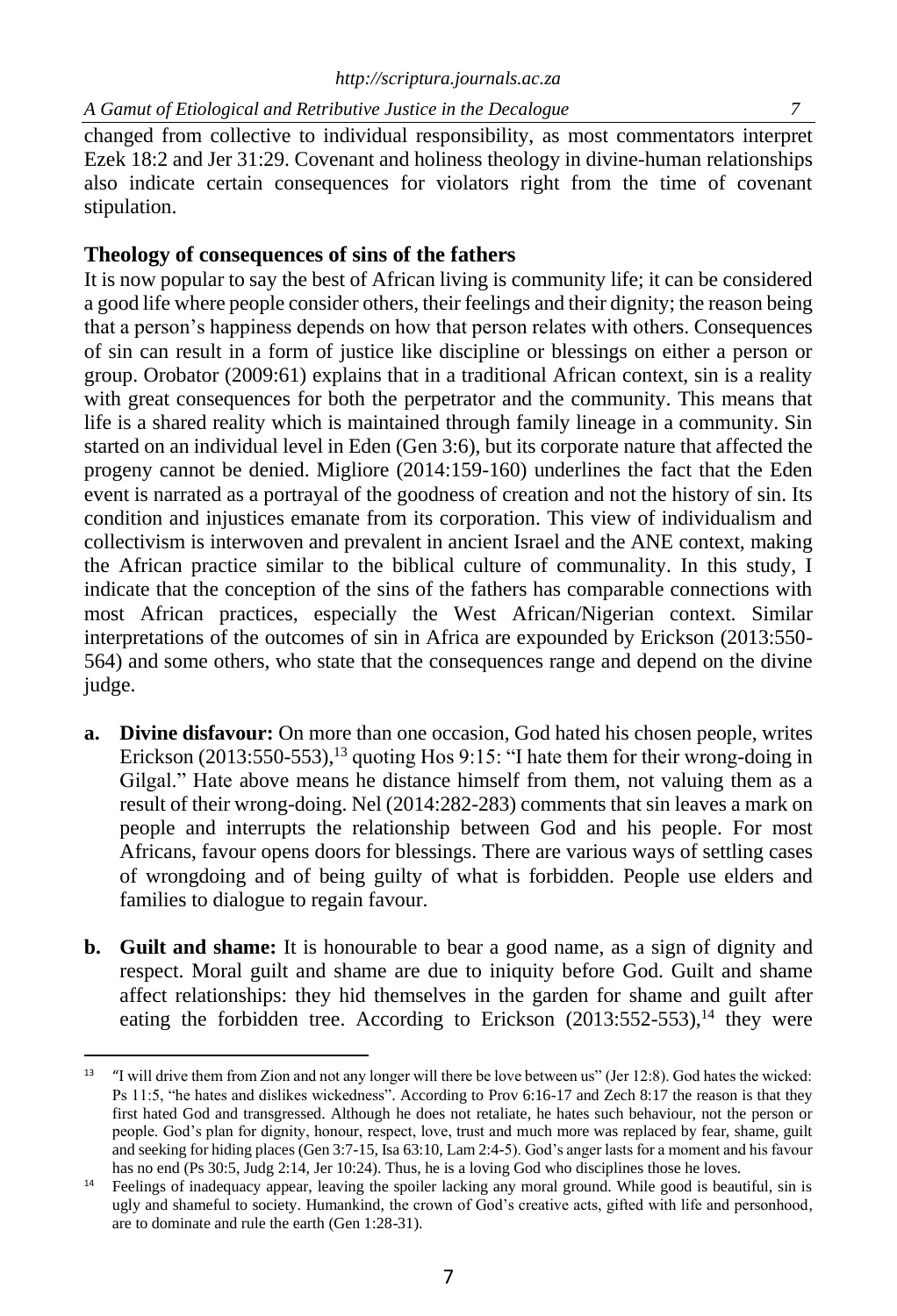changed from collective to individual responsibility, as most commentators interpret Ezek 18:2 and Jer 31:29. Covenant and holiness theology in divine-human relationships also indicate certain consequences for violators right from the time of covenant stipulation.

## Theology of consequences of sins of the fathers

It is now popular to say the best of African living is community life; it can be considered a good life where people consider others, their feelings and their dignity; the reason being that a person's happiness depends on how that person relates with others. Consequences of sin can result in a form of justice like discipline or blessings on either a person or group. Orobator (2009:61) explains that in a traditional African context, sin is a reality with great consequences for both the perpetrator and the community. This means that life is a shared reality which is maintained through family lineage in a community. Sin started on an individual level in Eden (Gen 3:6), but its corporate nature that affected the progeny cannot be denied. Migliore (2014:159-160) underlines the fact that the Eden event is narrated as a portrayal of the goodness of creation and not the history of sin. Its condition and injustices emanate from its corporation. This view of individualism and collectivism is interwoven and prevalent in ancient Israel and the ANE context, making the African practice similar to the biblical culture of communality. In this study, I indicate that the conception of the sins of the fathers has comparable connections with most African practices, especially the West African/Nigerian context. Similar interpretations of the outcomes of sin in Africa are expounded by Erickson (2013:550-564) and some others, who state that the consequences range and depend on the divine judge.

**a. Divine disfavour:** On more than one occasion, God hated his chosen people, writes Erickson (2013:550-553),[13] quoting Hos 9:15: "I hate them for their wrong-doing in Gilgal." Hate above means he distance himself from them, not valuing them as a result of their wrong-doing. Nel (2014:282-283) comments that sin leaves a mark on people and interrupts the relationship between God and his people. For most Africans, favour opens doors for blessings. There are various ways of settling cases of wrongdoing and of being guilty of what is forbidden. People use elders and families to dialogue to regain favour.

**b. Guilt and shame:** It is honourable to bear a good name, as a sign of dignity and respect. Moral guilt and shame are due to iniquity before God. Guilt and shame affect relationships: they hid themselves in the garden for shame and guilt after eating the forbidden tree. According to Erickson (2013:552-553),[14] they were

---

[13] "I will drive them from Zion and not any longer will there be love between us" (Jer 12:8). God hates the wicked: Ps 11:5, "he hates and dislikes wickedness". According to Prov 6:16-17 and Zech 8:17 the reason is that they first hated God and transgressed. Although he does not retaliate, he hates such behaviour, not the person or people. God's plan for dignity, honour, respect, love, trust and much more was replaced by fear, shame, guilt and seeking for hiding places (Gen 3:7-15, Isa 63:10, Lam 2:4-5). God's anger lasts for a moment and his favour has no end (Ps 30:5, Judg 2:14, Jer 10:24). Thus, he is a loving God who disciplines those he loves.

[14] Feelings of inadequacy appear, leaving the spoiler lacking any moral ground. While good is beautiful, sin is ugly and shameful to society. Humankind, the crown of God's creative acts, gifted with life and personhood, are to dominate and rule the earth (Gen 1:28-31).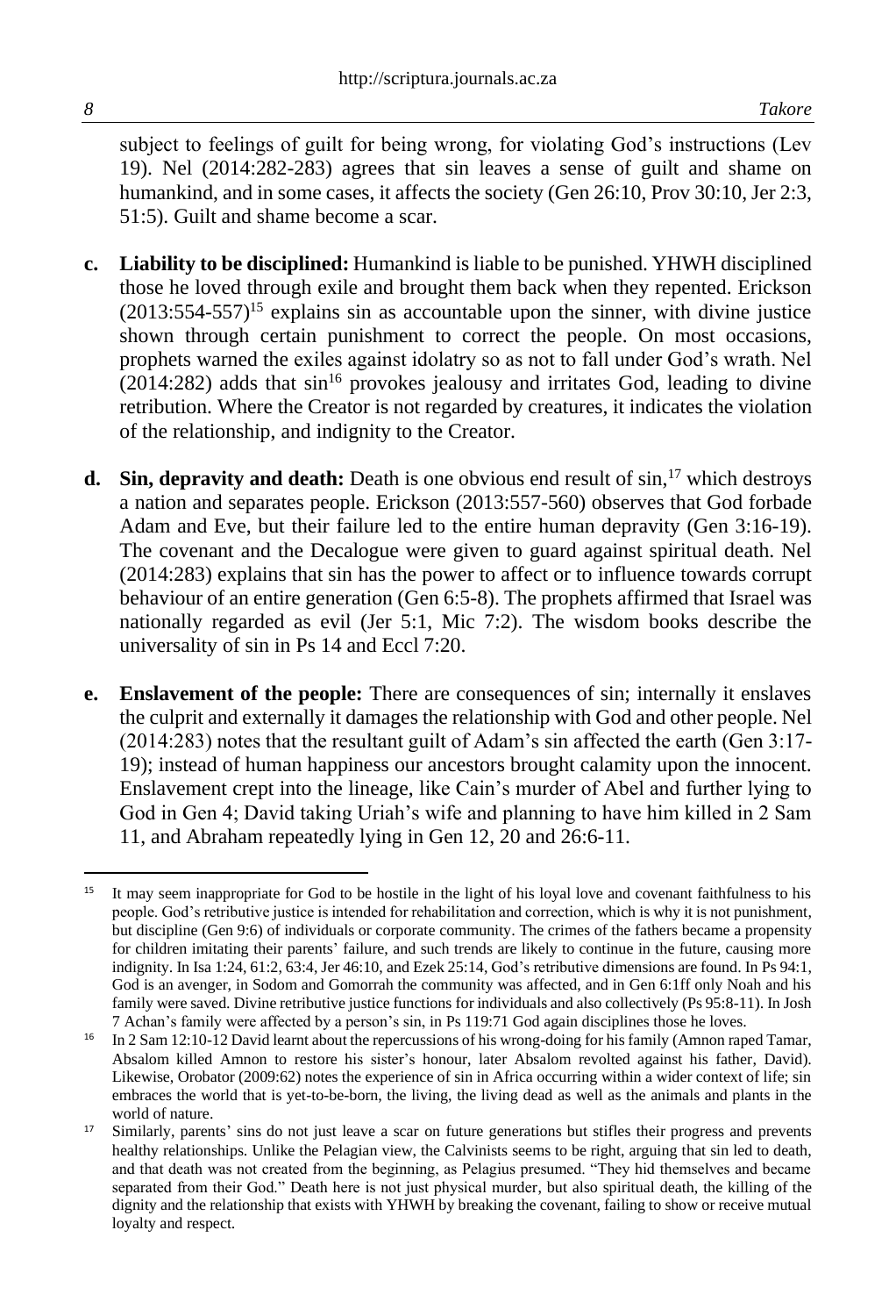subject to feelings of guilt for being wrong, for violating God's instructions (Lev 19). Nel (2014:282-283) agrees that sin leaves a sense of guilt and shame on humankind, and in some cases, it affects the society (Gen 26:10, Prov 30:10, Jer 2:3, 51:5). Guilt and shame become a scar.

**c. Liability to be disciplined:** Humankind is liable to be punished. YHWH disciplined those he loved through exile and brought them back when they repented. Erickson (2013:554-557)[15] explains sin as accountable upon the sinner, with divine justice shown through certain punishment to correct the people. On most occasions, prophets warned the exiles against idolatry so as not to fall under God's wrath. Nel (2014:282) adds that sin[16] provokes jealousy and irritates God, leading to divine retribution. Where the Creator is not regarded by creatures, it indicates the violation of the relationship, and indignity to the Creator.

**d. Sin, depravity and death:** Death is one obvious end result of sin,[17] which destroys a nation and separates people. Erickson (2013:557-560) observes that God forbade Adam and Eve, but their failure led to the entire human depravity (Gen 3:16-19). The covenant and the Decalogue were given to guard against spiritual death. Nel (2014:283) explains that sin has the power to affect or to influence towards corrupt behaviour of an entire generation (Gen 6:5-8). The prophets affirmed that Israel was nationally regarded as evil (Jer 5:1, Mic 7:2). The wisdom books describe the universality of sin in Ps 14 and Eccl 7:20.

**e. Enslavement of the people:** There are consequences of sin; internally it enslaves the culprit and externally it damages the relationship with God and other people. Nel (2014:283) notes that the resultant guilt of Adam's sin affected the earth (Gen 3:17-19); instead of human happiness our ancestors brought calamity upon the innocent. Enslavement crept into the lineage, like Cain's murder of Abel and further lying to God in Gen 4; David taking Uriah's wife and planning to have him killed in 2 Sam 11, and Abraham repeatedly lying in Gen 12, 20 and 26:6-11.

---

[15] It may seem inappropriate for God to be hostile in the light of his loyal love and covenant faithfulness to his people. God's retributive justice is intended for rehabilitation and correction, which is why it is not punishment, but discipline (Gen 9:6) of individuals or corporate community. The crimes of the fathers became a propensity for children imitating their parents' failure, and such trends are likely to continue in the future, causing more indignity. In Isa 1:24, 61:2, 63:4, Jer 46:10, and Ezek 25:14, God's retributive dimensions are found. In Ps 94:1, God is an avenger, in Sodom and Gomorrah the community was affected, and in Gen 6:1ff only Noah and his family were saved. Divine retributive justice functions for individuals and also collectively (Ps 95:8-11). In Josh 7 Achan's family were affected by a person's sin, in Ps 119:71 God again disciplines those he loves.

[16] In 2 Sam 12:10-12 David learnt about the repercussions of his wrong-doing for his family (Amnon raped Tamar, Absalom killed Amnon to restore his sister's honour, later Absalom revolted against his father, David). Likewise, Orobator (2009:62) notes the experience of sin in Africa occurring within a wider context of life; sin embraces the world that is yet-to-be-born, the living, the living dead as well as the animals and plants in the world of nature.

[17] Similarly, parents' sins do not just leave a scar on future generations but stifles their progress and prevents healthy relationships. Unlike the Pelagian view, the Calvinists seems to be right, arguing that sin led to death, and that death was not created from the beginning, as Pelagius presumed. "They hid themselves and became separated from their God." Death here is not just physical murder, but also spiritual death, the killing of the dignity and the relationship that exists with YHWH by breaking the covenant, failing to show or receive mutual loyalty and respect.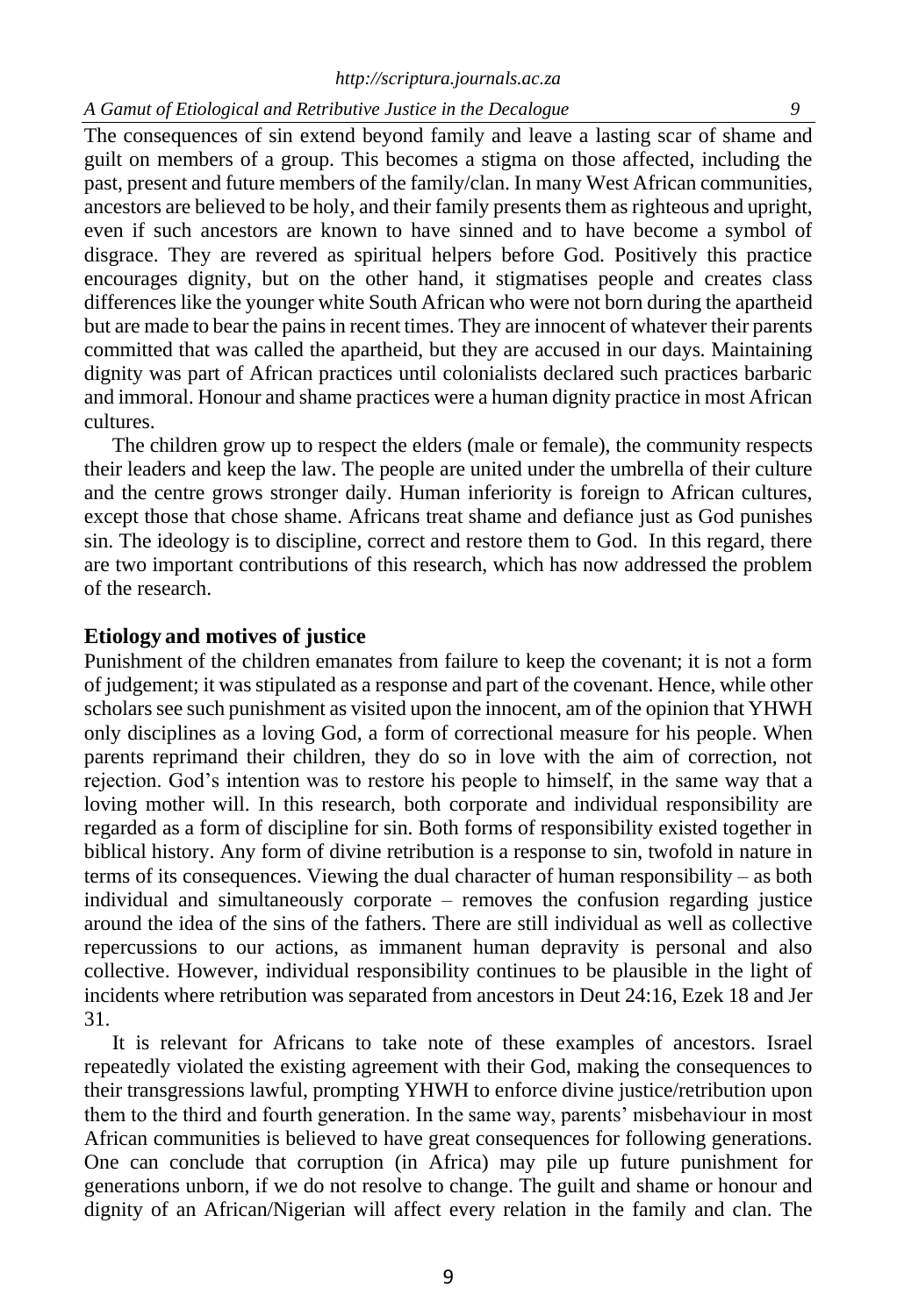The consequences of sin extend beyond family and leave a lasting scar of shame and guilt on members of a group. This becomes a stigma on those affected, including the past, present and future members of the family/clan. In many West African communities, ancestors are believed to be holy, and their family presents them as righteous and upright, even if such ancestors are known to have sinned and to have become a symbol of disgrace. They are revered as spiritual helpers before God. Positively this practice encourages dignity, but on the other hand, it stigmatises people and creates class differences like the younger white South African who were not born during the apartheid but are made to bear the pains in recent times. They are innocent of whatever their parents committed that was called the apartheid, but they are accused in our days. Maintaining dignity was part of African practices until colonialists declared such practices barbaric and immoral. Honour and shame practices were a human dignity practice in most African cultures.

The children grow up to respect the elders (male or female), the community respects their leaders and keep the law. The people are united under the umbrella of their culture and the centre grows stronger daily. Human inferiority is foreign to African cultures, except those that chose shame. Africans treat shame and defiance just as God punishes sin. The ideology is to discipline, correct and restore them to God. In this regard, there are two important contributions of this research, which has now addressed the problem of the research.

## Etiology and motives of justice

Punishment of the children emanates from failure to keep the covenant; it is not a form of judgement; it was stipulated as a response and part of the covenant. Hence, while other scholars see such punishment as visited upon the innocent, am of the opinion that YHWH only disciplines as a loving God, a form of correctional measure for his people. When parents reprimand their children, they do so in love with the aim of correction, not rejection. God's intention was to restore his people to himself, in the same way that a loving mother will. In this research, both corporate and individual responsibility are regarded as a form of discipline for sin. Both forms of responsibility existed together in biblical history. Any form of divine retribution is a response to sin, twofold in nature in terms of its consequences. Viewing the dual character of human responsibility – as both individual and simultaneously corporate – removes the confusion regarding justice around the idea of the sins of the fathers. There are still individual as well as collective repercussions to our actions, as immanent human depravity is personal and also collective. However, individual responsibility continues to be plausible in the light of incidents where retribution was separated from ancestors in Deut 24:16, Ezek 18 and Jer 31.

It is relevant for Africans to take note of these examples of ancestors. Israel repeatedly violated the existing agreement with their God, making the consequences to their transgressions lawful, prompting YHWH to enforce divine justice/retribution upon them to the third and fourth generation. In the same way, parents' misbehaviour in most African communities is believed to have great consequences for following generations. One can conclude that corruption (in Africa) may pile up future punishment for generations unborn, if we do not resolve to change. The guilt and shame or honour and dignity of an African/Nigerian will affect every relation in the family and clan. The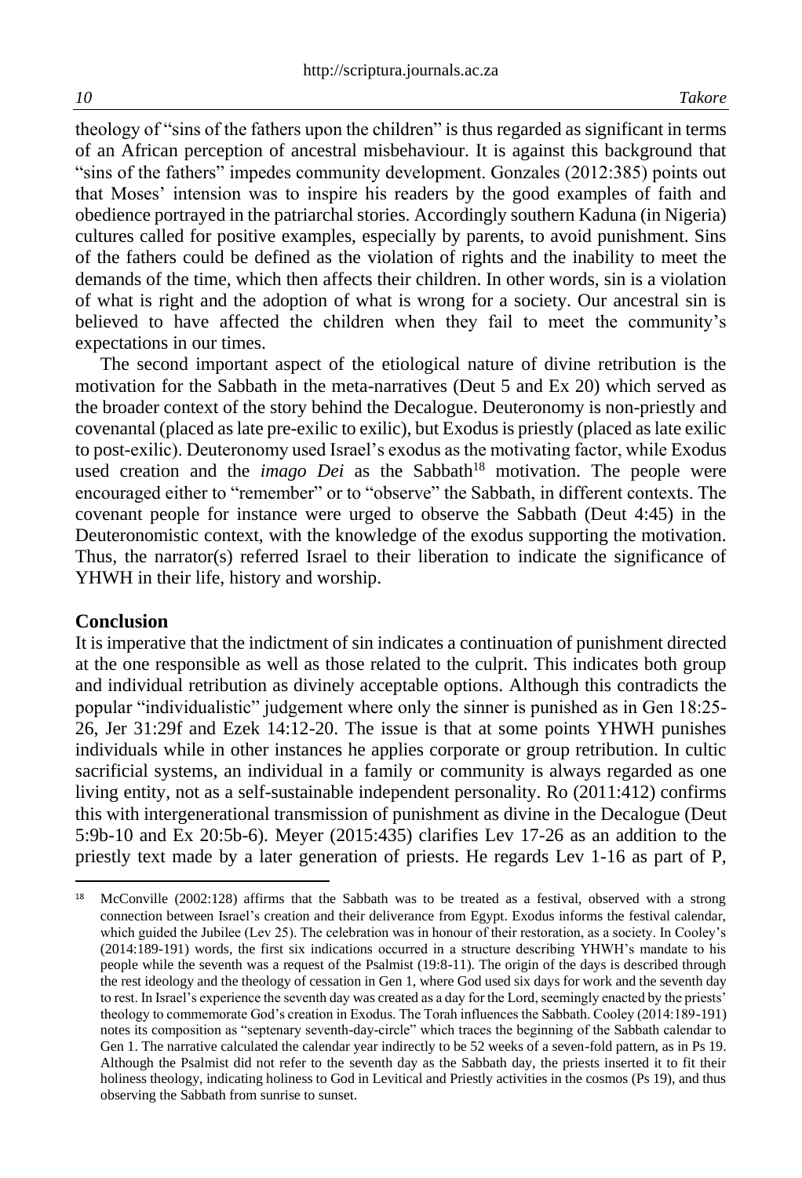theology of "sins of the fathers upon the children" is thus regarded as significant in terms of an African perception of ancestral misbehaviour. It is against this background that "sins of the fathers" impedes community development. Gonzales (2012:385) points out that Moses' intension was to inspire his readers by the good examples of faith and obedience portrayed in the patriarchal stories. Accordingly southern Kaduna (in Nigeria) cultures called for positive examples, especially by parents, to avoid punishment. Sins of the fathers could be defined as the violation of rights and the inability to meet the demands of the time, which then affects their children. In other words, sin is a violation of what is right and the adoption of what is wrong for a society. Our ancestral sin is believed to have affected the children when they fail to meet the community's expectations in our times.

The second important aspect of the etiological nature of divine retribution is the motivation for the Sabbath in the meta-narratives (Deut 5 and Ex 20) which served as the broader context of the story behind the Decalogue. Deuteronomy is non-priestly and covenantal (placed as late pre-exilic to exilic), but Exodus is priestly (placed as late exilic to post-exilic). Deuteronomy used Israel's exodus as the motivating factor, while Exodus used creation and the *imago Dei* as the Sabbath[18] motivation. The people were encouraged either to "remember" or to "observe" the Sabbath, in different contexts. The covenant people for instance were urged to observe the Sabbath (Deut 4:45) in the Deuteronomistic context, with the knowledge of the exodus supporting the motivation. Thus, the narrator(s) referred Israel to their liberation to indicate the significance of YHWH in their life, history and worship.

## Conclusion

It is imperative that the indictment of sin indicates a continuation of punishment directed at the one responsible as well as those related to the culprit. This indicates both group and individual retribution as divinely acceptable options. Although this contradicts the popular "individualistic" judgement where only the sinner is punished as in Gen 18:25-26, Jer 31:29f and Ezek 14:12-20. The issue is that at some points YHWH punishes individuals while in other instances he applies corporate or group retribution. In cultic sacrificial systems, an individual in a family or community is always regarded as one living entity, not as a self-sustainable independent personality. Ro (2011:412) confirms this with intergenerational transmission of punishment as divine in the Decalogue (Deut 5:9b-10 and Ex 20:5b-6). Meyer (2015:435) clarifies Lev 17-26 as an addition to the priestly text made by a later generation of priests. He regards Lev 1-16 as part of P,

---

[18] McConville (2002:128) affirms that the Sabbath was to be treated as a festival, observed with a strong connection between Israel's creation and their deliverance from Egypt. Exodus informs the festival calendar, which guided the Jubilee (Lev 25). The celebration was in honour of their restoration, as a society. In Cooley's (2014:189-191) words, the first six indications occurred in a structure describing YHWH's mandate to his people while the seventh was a request of the Psalmist (19:8-11). The origin of the days is described through the rest ideology and the theology of cessation in Gen 1, where God used six days for work and the seventh day to rest. In Israel's experience the seventh day was created as a day for the Lord, seemingly enacted by the priests' theology to commemorate God's creation in Exodus. The Torah influences the Sabbath. Cooley (2014:189-191) notes its composition as "septenary seventh-day-circle" which traces the beginning of the Sabbath calendar to Gen 1. The narrative calculated the calendar year indirectly to be 52 weeks of a seven-fold pattern, as in Ps 19. Although the Psalmist did not refer to the seventh day as the Sabbath day, the priests inserted it to fit their holiness theology, indicating holiness to God in Levitical and Priestly activities in the cosmos (Ps 19), and thus observing the Sabbath from sunrise to sunset.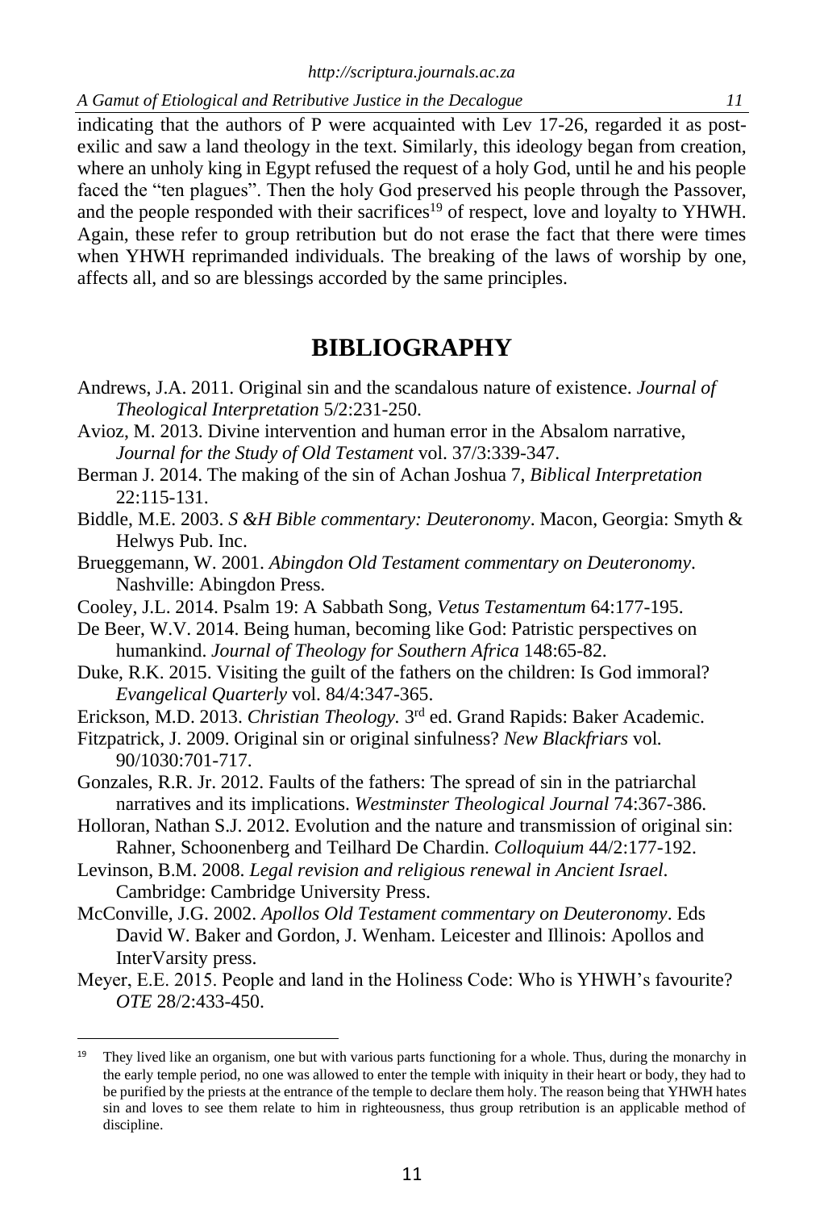indicating that the authors of P were acquainted with Lev 17-26, regarded it as post-exilic and saw a land theology in the text. Similarly, this ideology began from creation, where an unholy king in Egypt refused the request of a holy God, until he and his people faced the "ten plagues". Then the holy God preserved his people through the Passover, and the people responded with their sacrifices[19] of respect, love and loyalty to YHWH. Again, these refer to group retribution but do not erase the fact that there were times when YHWH reprimanded individuals. The breaking of the laws of worship by one, affects all, and so are blessings accorded by the same principles.

# BIBLIOGRAPHY

Andrews, J.A. 2011. Original sin and the scandalous nature of existence. *Journal of Theological Interpretation* 5/2:231-250.

Avioz, M. 2013. Divine intervention and human error in the Absalom narrative, *Journal for the Study of Old Testament* vol. 37/3:339-347.

Berman J. 2014. The making of the sin of Achan Joshua 7, *Biblical Interpretation* 22:115-131.

Biddle, M.E. 2003. *S &H Bible commentary: Deuteronomy*. Macon, Georgia: Smyth & Helwys Pub. Inc.

Brueggemann, W. 2001. *Abingdon Old Testament commentary on Deuteronomy*. Nashville: Abingdon Press.

Cooley, J.L. 2014. Psalm 19: A Sabbath Song, *Vetus Testamentum* 64:177-195.

De Beer, W.V. 2014. Being human, becoming like God: Patristic perspectives on humankind. *Journal of Theology for Southern Africa* 148:65-82.

Duke, R.K. 2015. Visiting the guilt of the fathers on the children: Is God immoral? *Evangelical Quarterly* vol. 84/4:347-365.

Erickson, M.D. 2013. *Christian Theology.* 3rd ed. Grand Rapids: Baker Academic.

Fitzpatrick, J. 2009. Original sin or original sinfulness? *New Blackfriars* vol*.* 90/1030:701-717.

Gonzales, R.R. Jr. 2012. Faults of the fathers: The spread of sin in the patriarchal narratives and its implications. *Westminster Theological Journal* 74:367-386.

Holloran, Nathan S.J. 2012. Evolution and the nature and transmission of original sin: Rahner, Schoonenberg and Teilhard De Chardin. *Colloquium* 44/2:177-192.

Levinson, B.M. 2008. *Legal revision and religious renewal in Ancient Israel*. Cambridge: Cambridge University Press.

McConville, J.G. 2002. *Apollos Old Testament commentary on Deuteronomy*. Eds David W. Baker and Gordon, J. Wenham. Leicester and Illinois: Apollos and InterVarsity press.

Meyer, E.E. 2015. People and land in the Holiness Code: Who is YHWH's favourite? *OTE* 28/2:433-450.

---

[19] They lived like an organism, one but with various parts functioning for a whole. Thus, during the monarchy in the early temple period, no one was allowed to enter the temple with iniquity in their heart or body, they had to be purified by the priests at the entrance of the temple to declare them holy. The reason being that YHWH hates sin and loves to see them relate to him in righteousness, thus group retribution is an applicable method of discipline.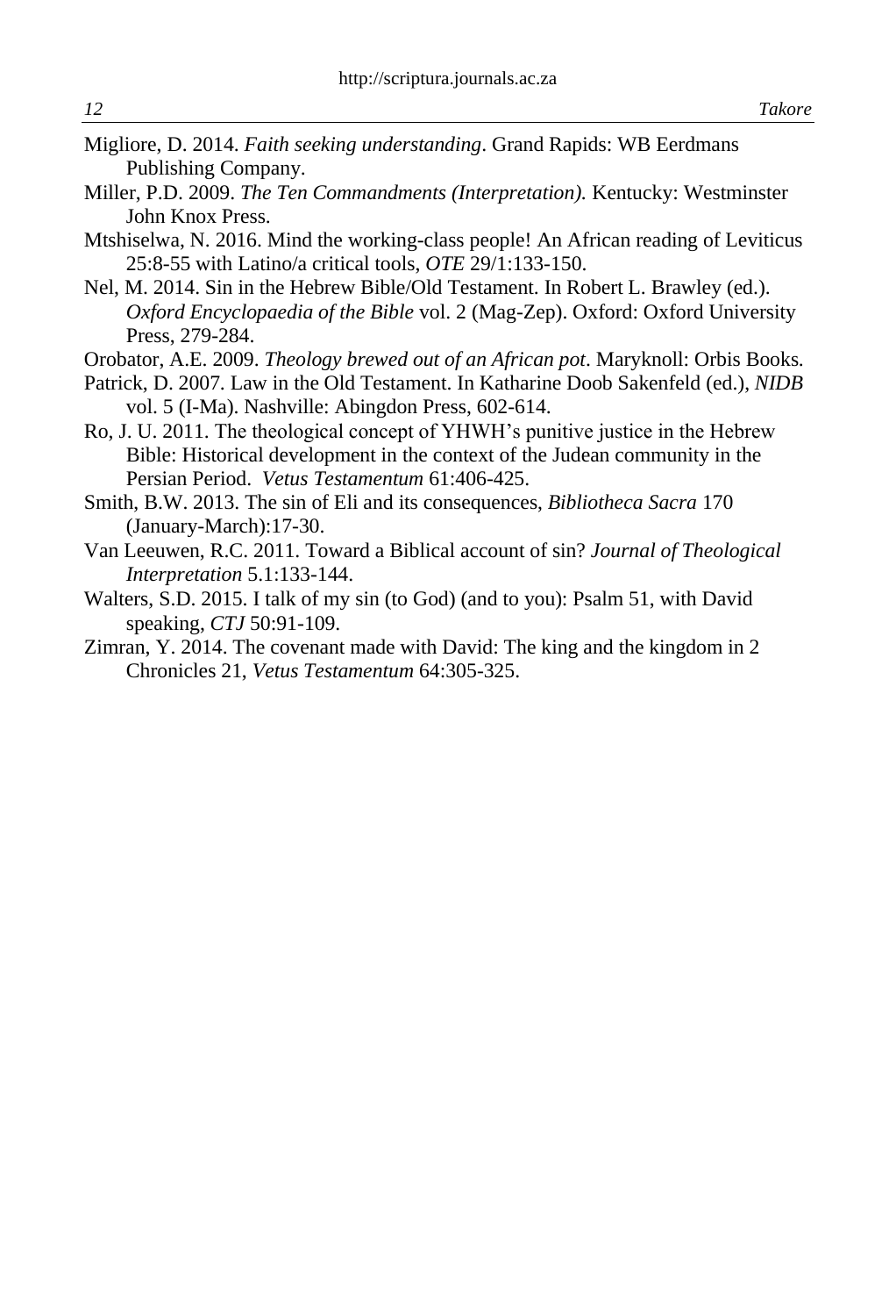Migliore, D. 2014. *Faith seeking understanding*. Grand Rapids: WB Eerdmans Publishing Company.

Miller, P.D. 2009. *The Ten Commandments (Interpretation).* Kentucky: Westminster John Knox Press.

Mtshiselwa, N. 2016. Mind the working-class people! An African reading of Leviticus 25:8-55 with Latino/a critical tools, *OTE* 29/1:133-150.

Nel, M. 2014. Sin in the Hebrew Bible/Old Testament. In Robert L. Brawley (ed.). *Oxford Encyclopaedia of the Bible* vol. 2 (Mag-Zep). Oxford: Oxford University Press, 279-284.

Orobator, A.E. 2009. *Theology brewed out of an African pot*. Maryknoll: Orbis Books.

Patrick, D. 2007. Law in the Old Testament. In Katharine Doob Sakenfeld (ed.), *NIDB* vol. 5 (I-Ma). Nashville: Abingdon Press, 602-614.

Ro, J. U. 2011. The theological concept of YHWH's punitive justice in the Hebrew Bible: Historical development in the context of the Judean community in the Persian Period. *Vetus Testamentum* 61:406-425.

Smith, B.W. 2013. The sin of Eli and its consequences, *Bibliotheca Sacra* 170 (January-March):17-30.

Van Leeuwen, R.C. 2011. Toward a Biblical account of sin? *Journal of Theological Interpretation* 5.1:133-144.

Walters, S.D. 2015. I talk of my sin (to God) (and to you): Psalm 51, with David speaking, *CTJ* 50:91-109.

Zimran, Y. 2014. The covenant made with David: The king and the kingdom in 2 Chronicles 21, *Vetus Testamentum* 64:305-325.